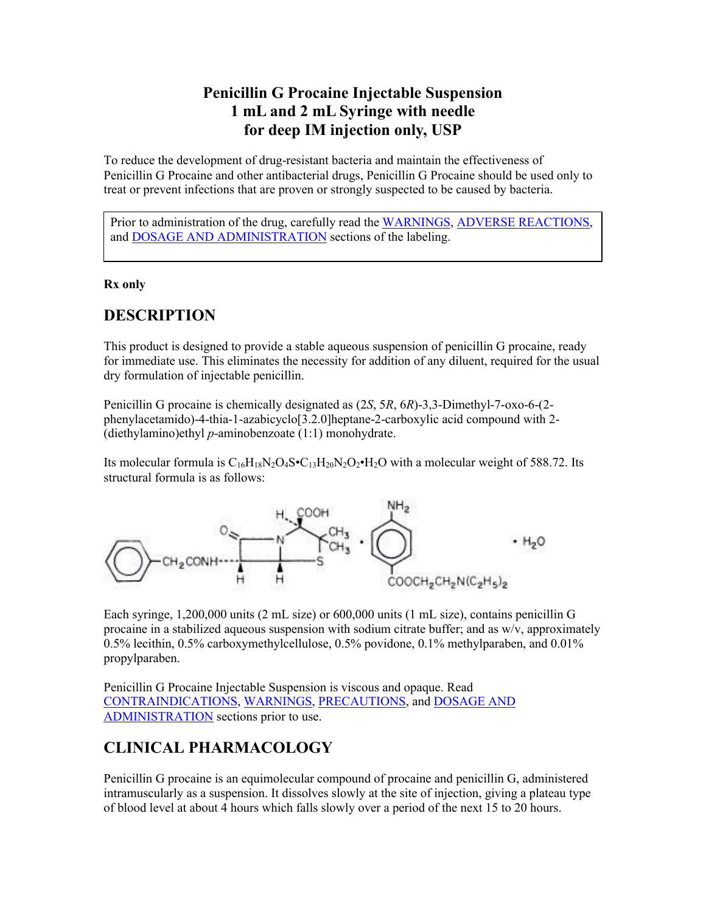# Penicillin G Procaine Injectable Suspension
# 1 mL and 2 mL Syringe with needle
# for deep IM injection only, USP

To reduce the development of drug-resistant bacteria and maintain the effectiveness of Penicillin G Procaine and other antibacterial drugs, Penicillin G Procaine should be used only to treat or prevent infections that are proven or strongly suspected to be caused by bacteria.

> Prior to administration of the drug, carefully read the WARNINGS, ADVERSE REACTIONS, and DOSAGE AND ADMINISTRATION sections of the labeling.

**Rx only**

## DESCRIPTION

This product is designed to provide a stable aqueous suspension of penicillin G procaine, ready for immediate use. This eliminates the necessity for addition of any diluent, required for the usual dry formulation of injectable penicillin.

Penicillin G procaine is chemically designated as (2*S*, 5*R*, 6*R*)-3,3-Dimethyl-7-oxo-6-(2-phenylacetamido)-4-thia-1-azabicyclo[3.2.0]heptane-2-carboxylic acid compound with 2-(diethylamino)ethyl *p*-aminobenzoate (1:1) monohydrate.

Its molecular formula is $C_{16}H_{18}N_2O_4S \bullet C_{13}H_{20}N_2O_2 \bullet H_2O$ with a molecular weight of 588.72. Its structural formula is as follows:

Each syringe, 1,200,000 units (2 mL size) or 600,000 units (1 mL size), contains penicillin G procaine in a stabilized aqueous suspension with sodium citrate buffer; and as w/v, approximately 0.5% lecithin, 0.5% carboxymethylcellulose, 0.5% povidone, 0.1% methylparaben, and 0.01% propylparaben.

Penicillin G Procaine Injectable Suspension is viscous and opaque. Read CONTRAINDICATIONS, WARNINGS, PRECAUTIONS, and DOSAGE AND ADMINISTRATION sections prior to use.

## CLINICAL PHARMACOLOGY

Penicillin G procaine is an equimolecular compound of procaine and penicillin G, administered intramuscularly as a suspension. It dissolves slowly at the site of injection, giving a plateau type of blood level at about 4 hours which falls slowly over a period of the next 15 to 20 hours.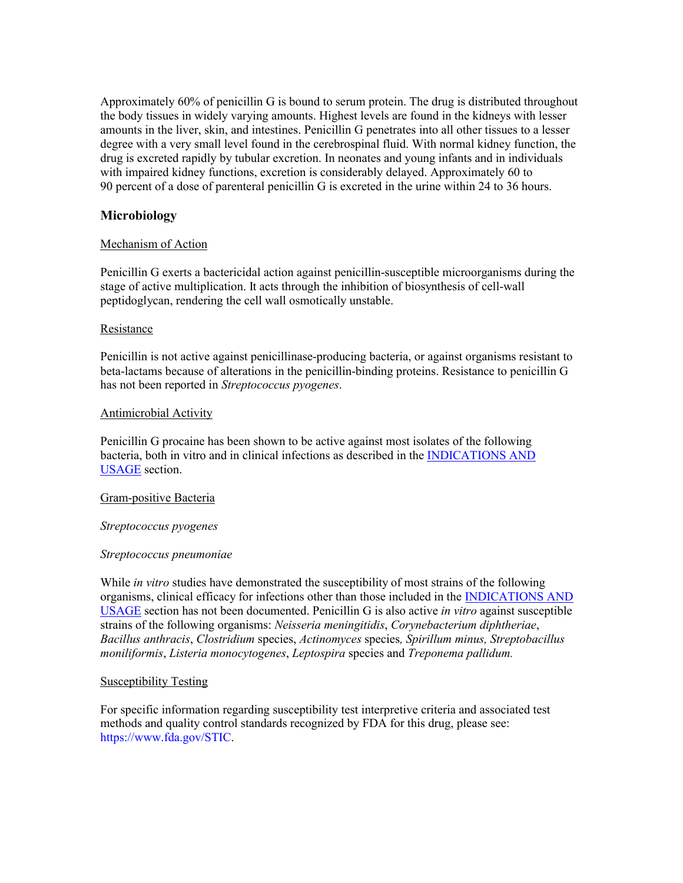Approximately 60% of penicillin G is bound to serum protein. The drug is distributed throughout the body tissues in widely varying amounts. Highest levels are found in the kidneys with lesser amounts in the liver, skin, and intestines. Penicillin G penetrates into all other tissues to a lesser degree with a very small level found in the cerebrospinal fluid. With normal kidney function, the drug is excreted rapidly by tubular excretion. In neonates and young infants and in individuals with impaired kidney functions, excretion is considerably delayed. Approximately 60 to 90 percent of a dose of parenteral penicillin G is excreted in the urine within 24 to 36 hours.

### Microbiology

Mechanism of Action

Penicillin G exerts a bactericidal action against penicillin-susceptible microorganisms during the stage of active multiplication. It acts through the inhibition of biosynthesis of cell-wall peptidoglycan, rendering the cell wall osmotically unstable.

Resistance

Penicillin is not active against penicillinase-producing bacteria, or against organisms resistant to beta-lactams because of alterations in the penicillin-binding proteins. Resistance to penicillin G has not been reported in *Streptococcus pyogenes*.

Antimicrobial Activity

Penicillin G procaine has been shown to be active against most isolates of the following bacteria, both in vitro and in clinical infections as described in the [INDICATIONS AND USAGE]() section.

Gram-positive Bacteria

*Streptococcus pyogenes*

*Streptococcus pneumoniae*

While *in vitro* studies have demonstrated the susceptibility of most strains of the following organisms, clinical efficacy for infections other than those included in the [INDICATIONS AND USAGE]() section has not been documented. Penicillin G is also active *in vitro* against susceptible strains of the following organisms: *Neisseria meningitidis*, *Corynebacterium diphtheriae*, *Bacillus anthracis*, *Clostridium* species, *Actinomyces* species*, Spirillum minus, Streptobacillus moniliformis*, *Listeria monocytogenes*, *Leptospira* species and *Treponema pallidum.*

Susceptibility Testing

For specific information regarding susceptibility test interpretive criteria and associated test methods and quality control standards recognized by FDA for this drug, please see: https://www.fda.gov/STIC.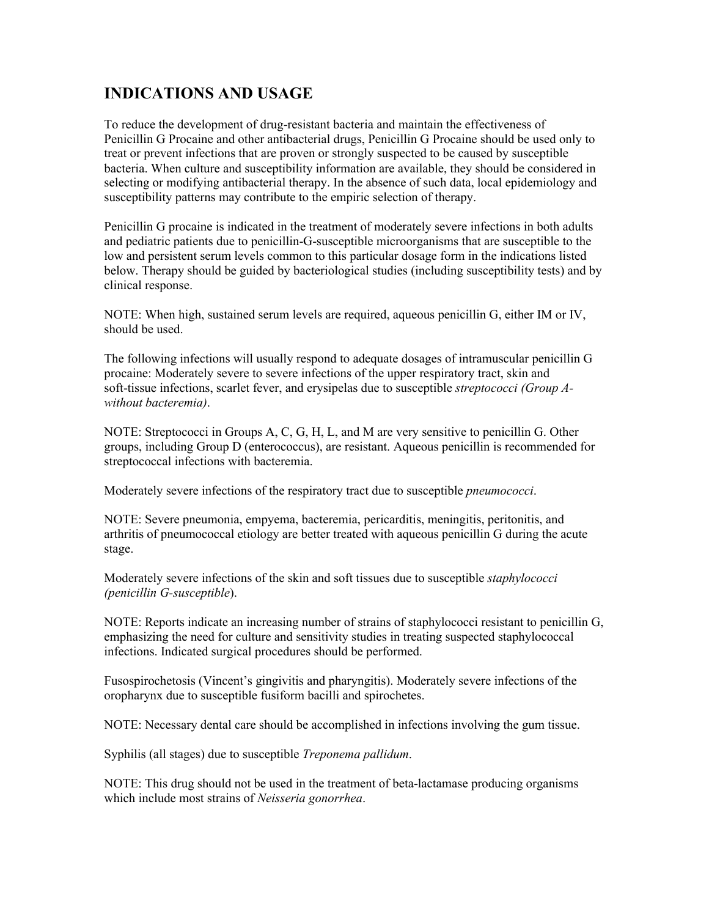## INDICATIONS AND USAGE

To reduce the development of drug-resistant bacteria and maintain the effectiveness of Penicillin G Procaine and other antibacterial drugs, Penicillin G Procaine should be used only to treat or prevent infections that are proven or strongly suspected to be caused by susceptible bacteria. When culture and susceptibility information are available, they should be considered in selecting or modifying antibacterial therapy. In the absence of such data, local epidemiology and susceptibility patterns may contribute to the empiric selection of therapy.

Penicillin G procaine is indicated in the treatment of moderately severe infections in both adults and pediatric patients due to penicillin-G-susceptible microorganisms that are susceptible to the low and persistent serum levels common to this particular dosage form in the indications listed below. Therapy should be guided by bacteriological studies (including susceptibility tests) and by clinical response.

NOTE: When high, sustained serum levels are required, aqueous penicillin G, either IM or IV, should be used.

The following infections will usually respond to adequate dosages of intramuscular penicillin G procaine: Moderately severe to severe infections of the upper respiratory tract, skin and soft-tissue infections, scarlet fever, and erysipelas due to susceptible *streptococci (Group A-without bacteremia)*.

NOTE: Streptococci in Groups A, C, G, H, L, and M are very sensitive to penicillin G. Other groups, including Group D (enterococcus), are resistant. Aqueous penicillin is recommended for streptococcal infections with bacteremia.

Moderately severe infections of the respiratory tract due to susceptible *pneumococci*.

NOTE: Severe pneumonia, empyema, bacteremia, pericarditis, meningitis, peritonitis, and arthritis of pneumococcal etiology are better treated with aqueous penicillin G during the acute stage.

Moderately severe infections of the skin and soft tissues due to susceptible *staphylococci (penicillin G-susceptible*).

NOTE: Reports indicate an increasing number of strains of staphylococci resistant to penicillin G, emphasizing the need for culture and sensitivity studies in treating suspected staphylococcal infections. Indicated surgical procedures should be performed.

Fusospirochetosis (Vincent's gingivitis and pharyngitis). Moderately severe infections of the oropharynx due to susceptible fusiform bacilli and spirochetes.

NOTE: Necessary dental care should be accomplished in infections involving the gum tissue.

Syphilis (all stages) due to susceptible *Treponema pallidum*.

NOTE: This drug should not be used in the treatment of beta-lactamase producing organisms which include most strains of *Neisseria gonorrhea*.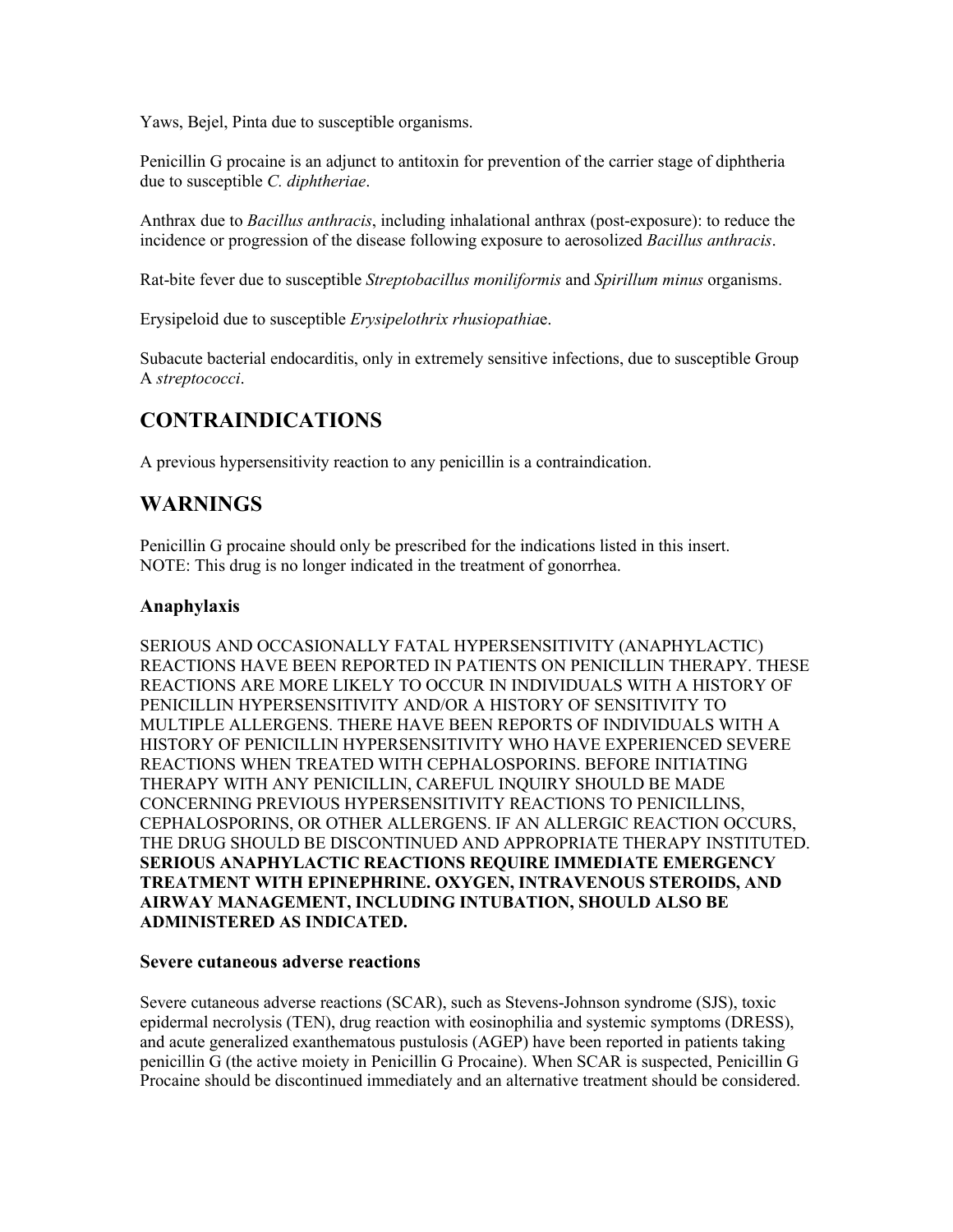Yaws, Bejel, Pinta due to susceptible organisms.

Penicillin G procaine is an adjunct to antitoxin for prevention of the carrier stage of diphtheria due to susceptible *C. diphtheriae*.

Anthrax due to *Bacillus anthracis*, including inhalational anthrax (post-exposure): to reduce the incidence or progression of the disease following exposure to aerosolized *Bacillus anthracis*.

Rat-bite fever due to susceptible *Streptobacillus moniliformis* and *Spirillum minus* organisms.

Erysipeloid due to susceptible *Erysipelothrix rhusiopathia*e.

Subacute bacterial endocarditis, only in extremely sensitive infections, due to susceptible Group A *streptococci*.

## CONTRAINDICATIONS

A previous hypersensitivity reaction to any penicillin is a contraindication.

## WARNINGS

Penicillin G procaine should only be prescribed for the indications listed in this insert.
NOTE: This drug is no longer indicated in the treatment of gonorrhea.

### Anaphylaxis

SERIOUS AND OCCASIONALLY FATAL HYPERSENSITIVITY (ANAPHYLACTIC) REACTIONS HAVE BEEN REPORTED IN PATIENTS ON PENICILLIN THERAPY. THESE REACTIONS ARE MORE LIKELY TO OCCUR IN INDIVIDUALS WITH A HISTORY OF PENICILLIN HYPERSENSITIVITY AND/OR A HISTORY OF SENSITIVITY TO MULTIPLE ALLERGENS. THERE HAVE BEEN REPORTS OF INDIVIDUALS WITH A HISTORY OF PENICILLIN HYPERSENSITIVITY WHO HAVE EXPERIENCED SEVERE REACTIONS WHEN TREATED WITH CEPHALOSPORINS. BEFORE INITIATING THERAPY WITH ANY PENICILLIN, CAREFUL INQUIRY SHOULD BE MADE CONCERNING PREVIOUS HYPERSENSITIVITY REACTIONS TO PENICILLINS, CEPHALOSPORINS, OR OTHER ALLERGENS. IF AN ALLERGIC REACTION OCCURS, THE DRUG SHOULD BE DISCONTINUED AND APPROPRIATE THERAPY INSTITUTED. **SERIOUS ANAPHYLACTIC REACTIONS REQUIRE IMMEDIATE EMERGENCY TREATMENT WITH EPINEPHRINE. OXYGEN, INTRAVENOUS STEROIDS, AND AIRWAY MANAGEMENT, INCLUDING INTUBATION, SHOULD ALSO BE ADMINISTERED AS INDICATED.**

### Severe cutaneous adverse reactions

Severe cutaneous adverse reactions (SCAR), such as Stevens-Johnson syndrome (SJS), toxic epidermal necrolysis (TEN), drug reaction with eosinophilia and systemic symptoms (DRESS), and acute generalized exanthematous pustulosis (AGEP) have been reported in patients taking penicillin G (the active moiety in Penicillin G Procaine). When SCAR is suspected, Penicillin G Procaine should be discontinued immediately and an alternative treatment should be considered.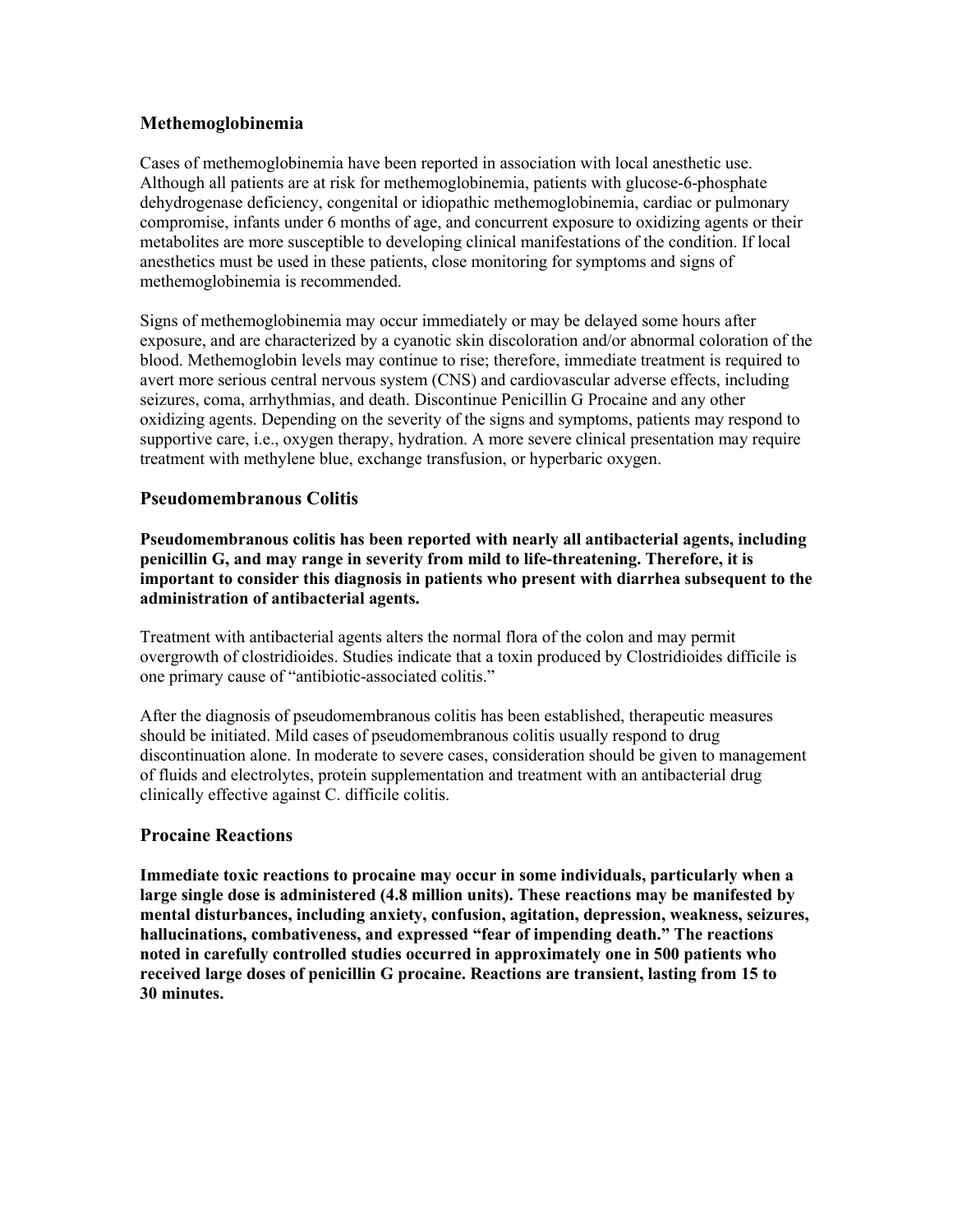## Methemoglobinemia

Cases of methemoglobinemia have been reported in association with local anesthetic use. Although all patients are at risk for methemoglobinemia, patients with glucose-6-phosphate dehydrogenase deficiency, congenital or idiopathic methemoglobinemia, cardiac or pulmonary compromise, infants under 6 months of age, and concurrent exposure to oxidizing agents or their metabolites are more susceptible to developing clinical manifestations of the condition. If local anesthetics must be used in these patients, close monitoring for symptoms and signs of methemoglobinemia is recommended.

Signs of methemoglobinemia may occur immediately or may be delayed some hours after exposure, and are characterized by a cyanotic skin discoloration and/or abnormal coloration of the blood. Methemoglobin levels may continue to rise; therefore, immediate treatment is required to avert more serious central nervous system (CNS) and cardiovascular adverse effects, including seizures, coma, arrhythmias, and death. Discontinue Penicillin G Procaine and any other oxidizing agents. Depending on the severity of the signs and symptoms, patients may respond to supportive care, i.e., oxygen therapy, hydration. A more severe clinical presentation may require treatment with methylene blue, exchange transfusion, or hyperbaric oxygen.

## Pseudomembranous Colitis

**Pseudomembranous colitis has been reported with nearly all antibacterial agents, including penicillin G, and may range in severity from mild to life-threatening. Therefore, it is important to consider this diagnosis in patients who present with diarrhea subsequent to the administration of antibacterial agents.**

Treatment with antibacterial agents alters the normal flora of the colon and may permit overgrowth of clostridioides. Studies indicate that a toxin produced by Clostridioides difficile is one primary cause of "antibiotic-associated colitis."

After the diagnosis of pseudomembranous colitis has been established, therapeutic measures should be initiated. Mild cases of pseudomembranous colitis usually respond to drug discontinuation alone. In moderate to severe cases, consideration should be given to management of fluids and electrolytes, protein supplementation and treatment with an antibacterial drug clinically effective against C. difficile colitis.

## Procaine Reactions

**Immediate toxic reactions to procaine may occur in some individuals, particularly when a large single dose is administered (4.8 million units). These reactions may be manifested by mental disturbances, including anxiety, confusion, agitation, depression, weakness, seizures, hallucinations, combativeness, and expressed "fear of impending death." The reactions noted in carefully controlled studies occurred in approximately one in 500 patients who received large doses of penicillin G procaine. Reactions are transient, lasting from 15 to 30 minutes.**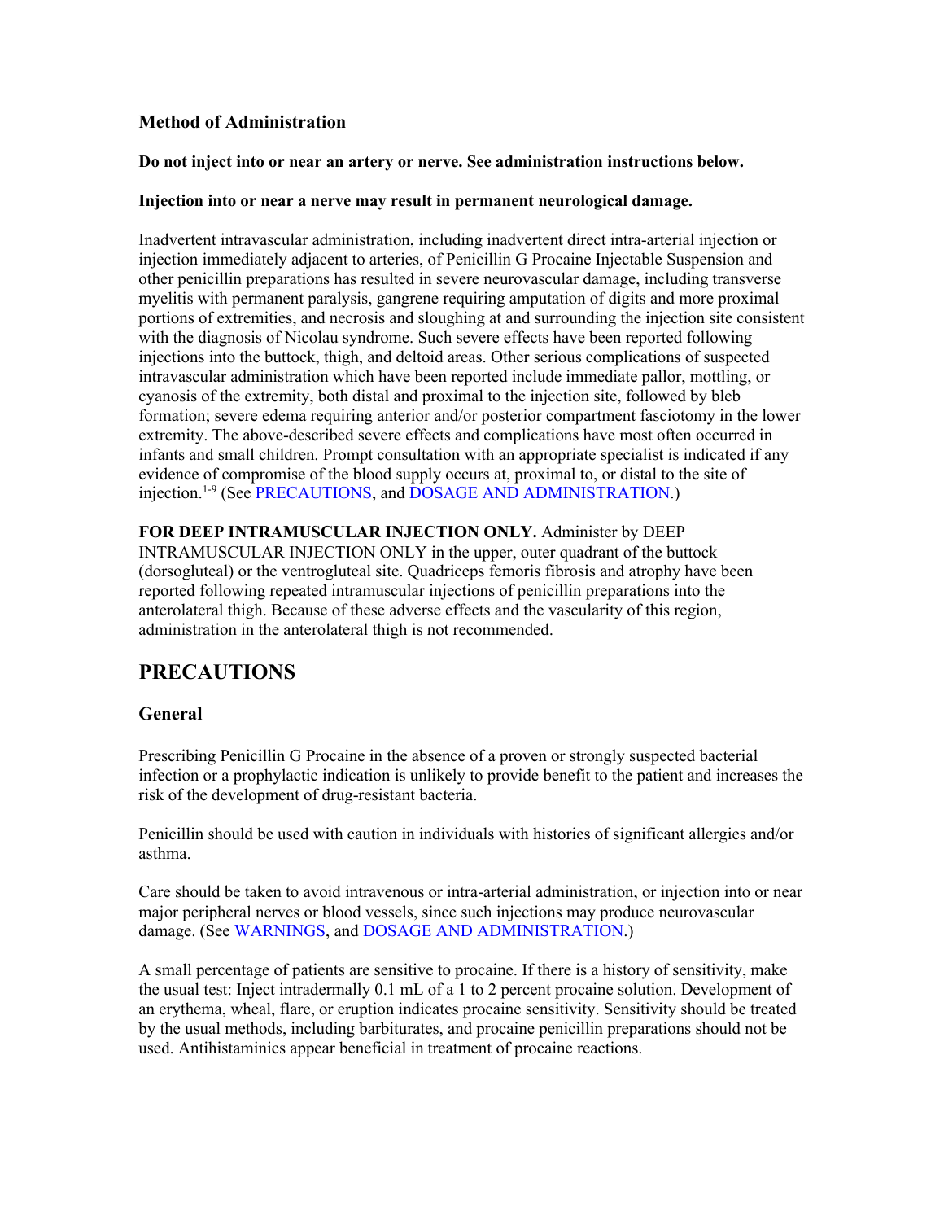### Method of Administration

**Do not inject into or near an artery or nerve. See administration instructions below.**

**Injection into or near a nerve may result in permanent neurological damage.**

Inadvertent intravascular administration, including inadvertent direct intra-arterial injection or injection immediately adjacent to arteries, of Penicillin G Procaine Injectable Suspension and other penicillin preparations has resulted in severe neurovascular damage, including transverse myelitis with permanent paralysis, gangrene requiring amputation of digits and more proximal portions of extremities, and necrosis and sloughing at and surrounding the injection site consistent with the diagnosis of Nicolau syndrome. Such severe effects have been reported following injections into the buttock, thigh, and deltoid areas. Other serious complications of suspected intravascular administration which have been reported include immediate pallor, mottling, or cyanosis of the extremity, both distal and proximal to the injection site, followed by bleb formation; severe edema requiring anterior and/or posterior compartment fasciotomy in the lower extremity. The above-described severe effects and complications have most often occurred in infants and small children. Prompt consultation with an appropriate specialist is indicated if any evidence of compromise of the blood supply occurs at, proximal to, or distal to the site of injection.[1-9] (See PRECAUTIONS, and DOSAGE AND ADMINISTRATION.)

**FOR DEEP INTRAMUSCULAR INJECTION ONLY.** Administer by DEEP INTRAMUSCULAR INJECTION ONLY in the upper, outer quadrant of the buttock (dorsogluteal) or the ventrogluteal site. Quadriceps femoris fibrosis and atrophy have been reported following repeated intramuscular injections of penicillin preparations into the anterolateral thigh. Because of these adverse effects and the vascularity of this region, administration in the anterolateral thigh is not recommended.

## PRECAUTIONS

### General

Prescribing Penicillin G Procaine in the absence of a proven or strongly suspected bacterial infection or a prophylactic indication is unlikely to provide benefit to the patient and increases the risk of the development of drug-resistant bacteria.

Penicillin should be used with caution in individuals with histories of significant allergies and/or asthma.

Care should be taken to avoid intravenous or intra-arterial administration, or injection into or near major peripheral nerves or blood vessels, since such injections may produce neurovascular damage. (See WARNINGS, and DOSAGE AND ADMINISTRATION.)

A small percentage of patients are sensitive to procaine. If there is a history of sensitivity, make the usual test: Inject intradermally 0.1 mL of a 1 to 2 percent procaine solution. Development of an erythema, wheal, flare, or eruption indicates procaine sensitivity. Sensitivity should be treated by the usual methods, including barbiturates, and procaine penicillin preparations should not be used. Antihistaminics appear beneficial in treatment of procaine reactions.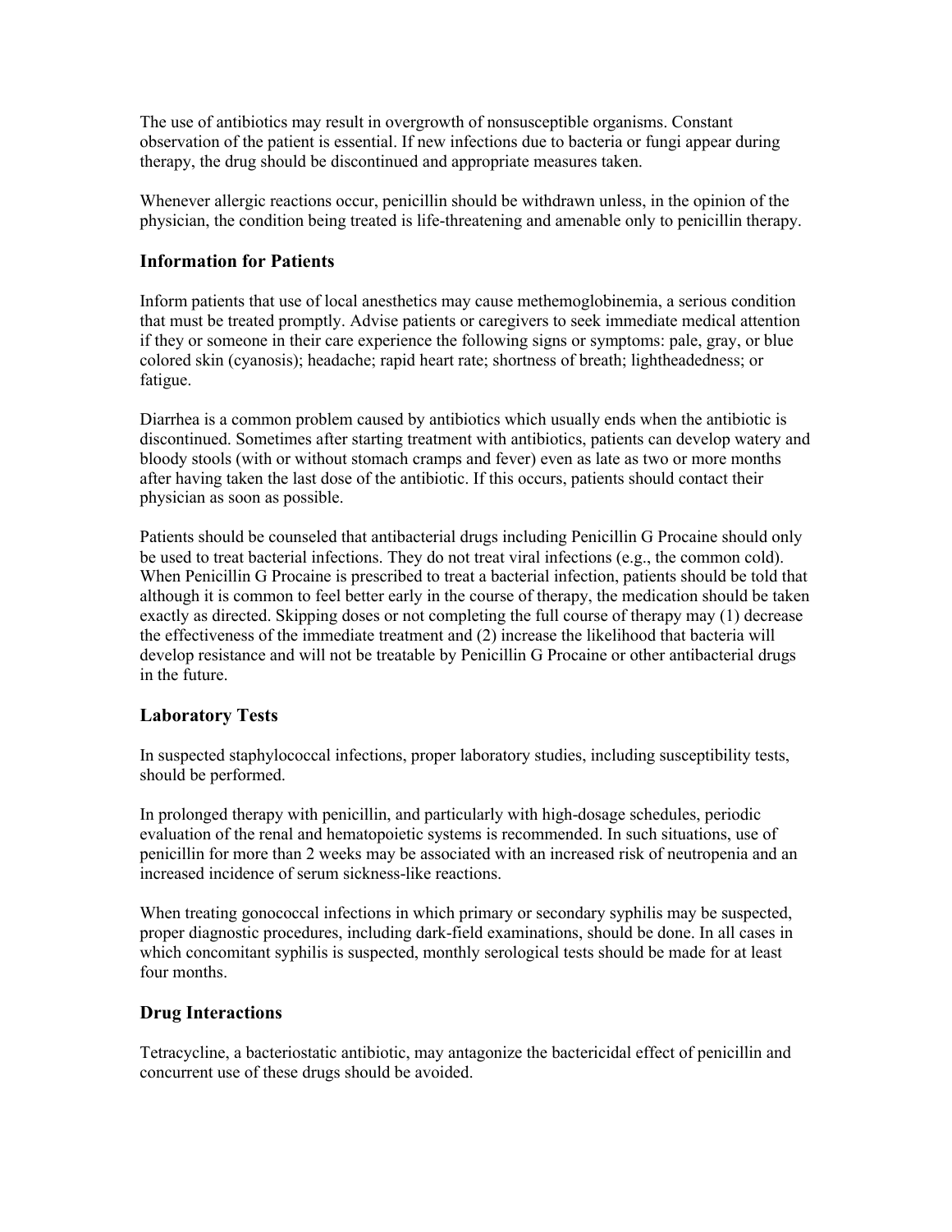The use of antibiotics may result in overgrowth of nonsusceptible organisms. Constant observation of the patient is essential. If new infections due to bacteria or fungi appear during therapy, the drug should be discontinued and appropriate measures taken.

Whenever allergic reactions occur, penicillin should be withdrawn unless, in the opinion of the physician, the condition being treated is life-threatening and amenable only to penicillin therapy.

### Information for Patients

Inform patients that use of local anesthetics may cause methemoglobinemia, a serious condition that must be treated promptly. Advise patients or caregivers to seek immediate medical attention if they or someone in their care experience the following signs or symptoms: pale, gray, or blue colored skin (cyanosis); headache; rapid heart rate; shortness of breath; lightheadedness; or fatigue.

Diarrhea is a common problem caused by antibiotics which usually ends when the antibiotic is discontinued. Sometimes after starting treatment with antibiotics, patients can develop watery and bloody stools (with or without stomach cramps and fever) even as late as two or more months after having taken the last dose of the antibiotic. If this occurs, patients should contact their physician as soon as possible.

Patients should be counseled that antibacterial drugs including Penicillin G Procaine should only be used to treat bacterial infections. They do not treat viral infections (e.g., the common cold). When Penicillin G Procaine is prescribed to treat a bacterial infection, patients should be told that although it is common to feel better early in the course of therapy, the medication should be taken exactly as directed. Skipping doses or not completing the full course of therapy may (1) decrease the effectiveness of the immediate treatment and (2) increase the likelihood that bacteria will develop resistance and will not be treatable by Penicillin G Procaine or other antibacterial drugs in the future.

### Laboratory Tests

In suspected staphylococcal infections, proper laboratory studies, including susceptibility tests, should be performed.

In prolonged therapy with penicillin, and particularly with high-dosage schedules, periodic evaluation of the renal and hematopoietic systems is recommended. In such situations, use of penicillin for more than 2 weeks may be associated with an increased risk of neutropenia and an increased incidence of serum sickness-like reactions.

When treating gonococcal infections in which primary or secondary syphilis may be suspected, proper diagnostic procedures, including dark-field examinations, should be done. In all cases in which concomitant syphilis is suspected, monthly serological tests should be made for at least four months.

### Drug Interactions

Tetracycline, a bacteriostatic antibiotic, may antagonize the bactericidal effect of penicillin and concurrent use of these drugs should be avoided.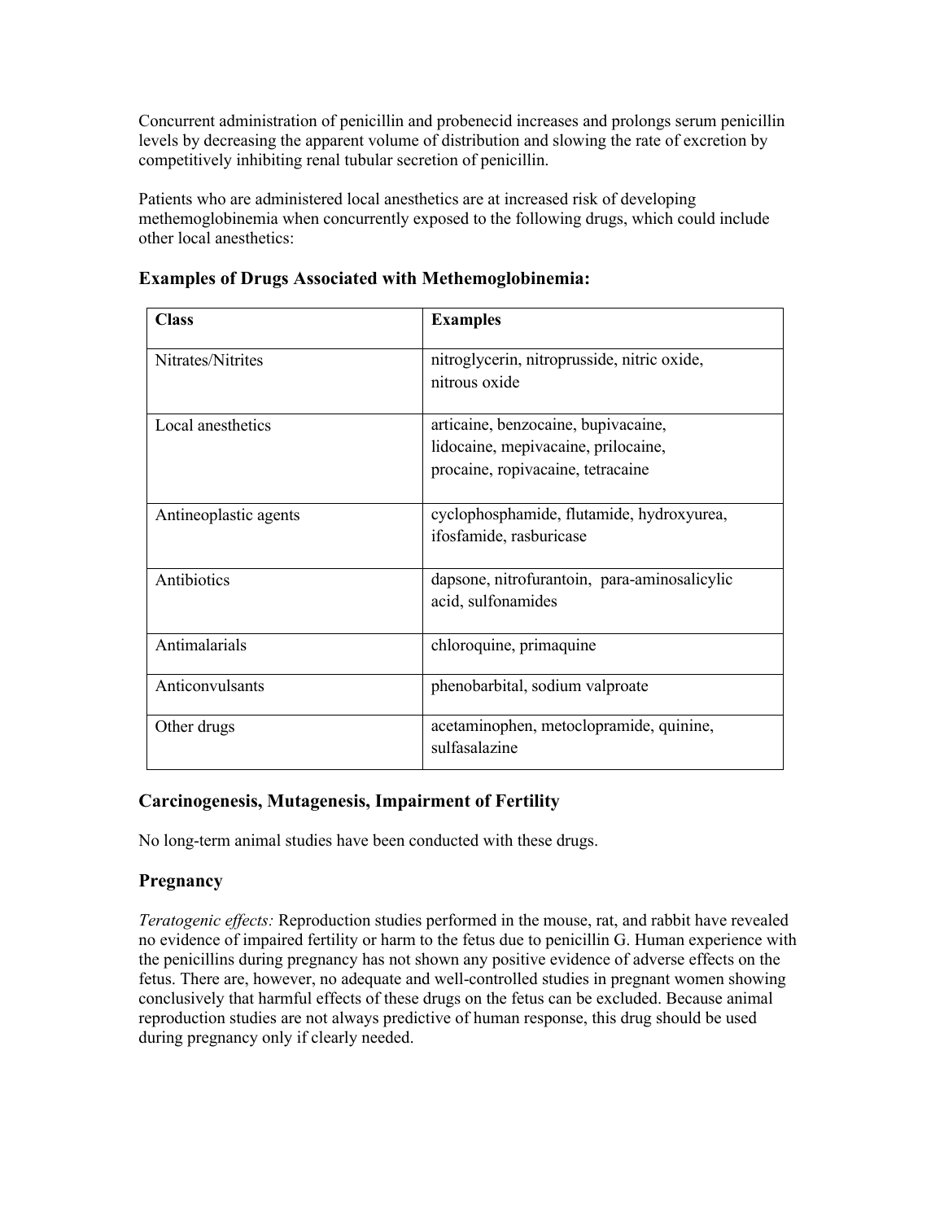Concurrent administration of penicillin and probenecid increases and prolongs serum penicillin levels by decreasing the apparent volume of distribution and slowing the rate of excretion by competitively inhibiting renal tubular secretion of penicillin.

Patients who are administered local anesthetics are at increased risk of developing methemoglobinemia when concurrently exposed to the following drugs, which could include other local anesthetics:

### Examples of Drugs Associated with Methemoglobinemia:

| Class | Examples |
|---|---|
| Nitrates/Nitrites | nitroglycerin, nitroprusside, nitric oxide, nitrous oxide |
| Local anesthetics | articaine, benzocaine, bupivacaine, lidocaine, mepivacaine, prilocaine, procaine, ropivacaine, tetracaine |
| Antineoplastic agents | cyclophosphamide, flutamide, hydroxyurea, ifosfamide, rasburicase |
| Antibiotics | dapsone, nitrofurantoin, para-aminosalicylic acid, sulfonamides |
| Antimalarials | chloroquine, primaquine |
| Anticonvulsants | phenobarbital, sodium valproate |
| Other drugs | acetaminophen, metoclopramide, quinine, sulfasalazine |

## Carcinogenesis, Mutagenesis, Impairment of Fertility

No long-term animal studies have been conducted with these drugs.

## Pregnancy

*Teratogenic effects:* Reproduction studies performed in the mouse, rat, and rabbit have revealed no evidence of impaired fertility or harm to the fetus due to penicillin G. Human experience with the penicillins during pregnancy has not shown any positive evidence of adverse effects on the fetus. There are, however, no adequate and well-controlled studies in pregnant women showing conclusively that harmful effects of these drugs on the fetus can be excluded. Because animal reproduction studies are not always predictive of human response, this drug should be used during pregnancy only if clearly needed.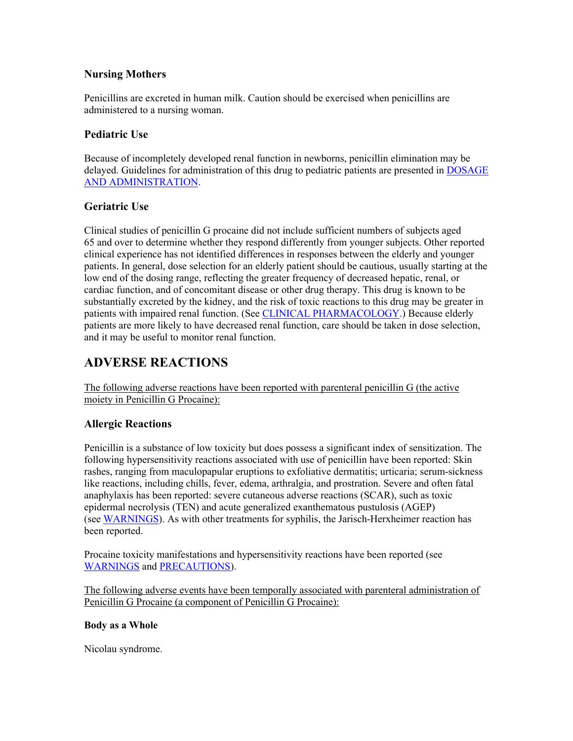### Nursing Mothers

Penicillins are excreted in human milk. Caution should be exercised when penicillins are administered to a nursing woman.

### Pediatric Use

Because of incompletely developed renal function in newborns, penicillin elimination may be delayed. Guidelines for administration of this drug to pediatric patients are presented in DOSAGE AND ADMINISTRATION.

### Geriatric Use

Clinical studies of penicillin G procaine did not include sufficient numbers of subjects aged 65 and over to determine whether they respond differently from younger subjects. Other reported clinical experience has not identified differences in responses between the elderly and younger patients. In general, dose selection for an elderly patient should be cautious, usually starting at the low end of the dosing range, reflecting the greater frequency of decreased hepatic, renal, or cardiac function, and of concomitant disease or other drug therapy. This drug is known to be substantially excreted by the kidney, and the risk of toxic reactions to this drug may be greater in patients with impaired renal function. (See CLINICAL PHARMACOLOGY.) Because elderly patients are more likely to have decreased renal function, care should be taken in dose selection, and it may be useful to monitor renal function.

## ADVERSE REACTIONS

The following adverse reactions have been reported with parenteral penicillin G (the active moiety in Penicillin G Procaine):

### Allergic Reactions

Penicillin is a substance of low toxicity but does possess a significant index of sensitization. The following hypersensitivity reactions associated with use of penicillin have been reported: Skin rashes, ranging from maculopapular eruptions to exfoliative dermatitis; urticaria; serum-sickness like reactions, including chills, fever, edema, arthralgia, and prostration. Severe and often fatal anaphylaxis has been reported: severe cutaneous adverse reactions (SCAR), such as toxic epidermal necrolysis (TEN) and acute generalized exanthematous pustulosis (AGEP) (see WARNINGS). As with other treatments for syphilis, the Jarisch-Herxheimer reaction has been reported.

Procaine toxicity manifestations and hypersensitivity reactions have been reported (see WARNINGS and PRECAUTIONS).

The following adverse events have been temporally associated with parenteral administration of Penicillin G Procaine (a component of Penicillin G Procaine):

**Body as a Whole**

Nicolau syndrome.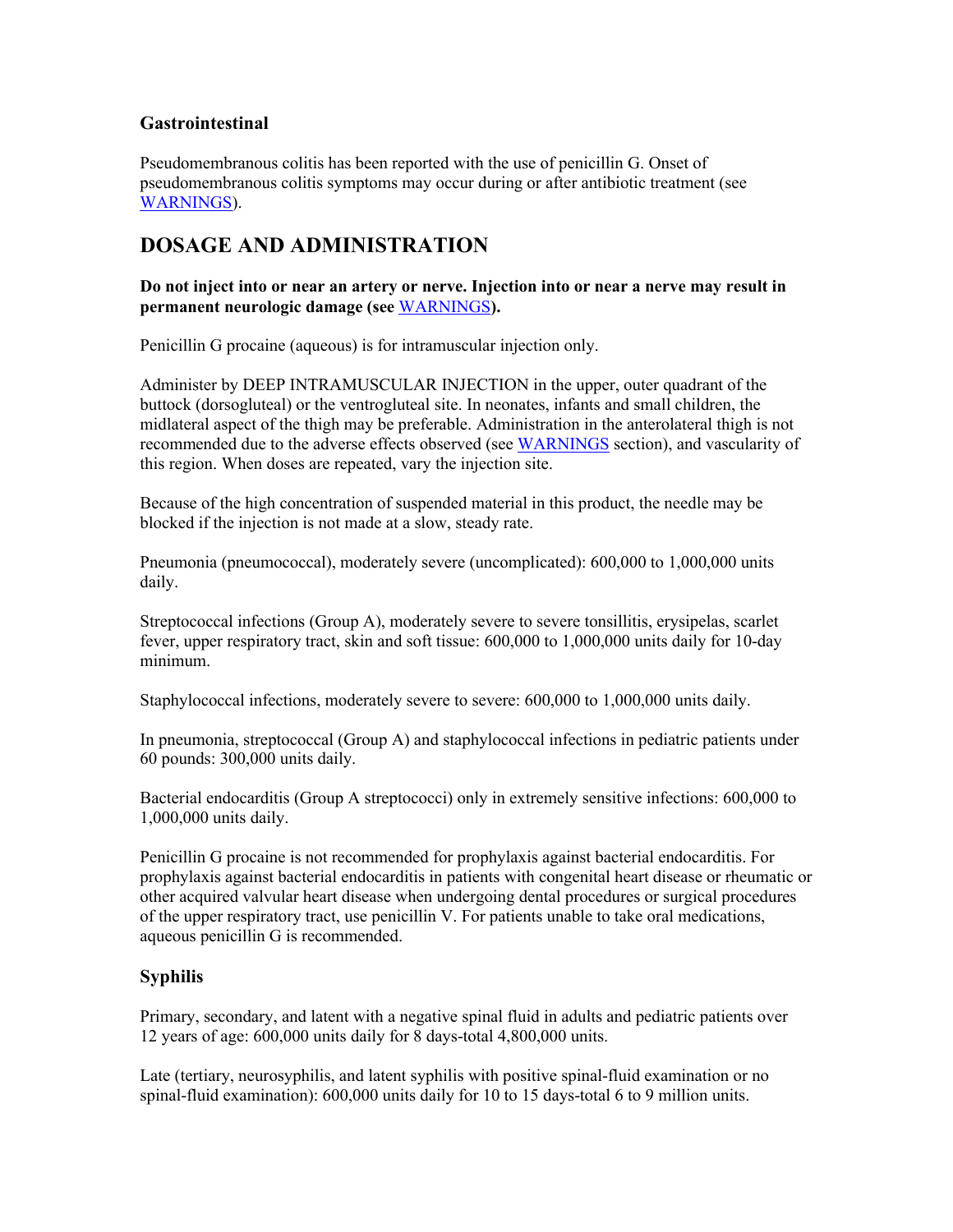### Gastrointestinal

Pseudomembranous colitis has been reported with the use of penicillin G. Onset of pseudomembranous colitis symptoms may occur during or after antibiotic treatment (see WARNINGS).

## DOSAGE AND ADMINISTRATION

**Do not inject into or near an artery or nerve. Injection into or near a nerve may result in permanent neurologic damage (see WARNINGS).**

Penicillin G procaine (aqueous) is for intramuscular injection only.

Administer by DEEP INTRAMUSCULAR INJECTION in the upper, outer quadrant of the buttock (dorsogluteal) or the ventrogluteal site. In neonates, infants and small children, the midlateral aspect of the thigh may be preferable. Administration in the anterolateral thigh is not recommended due to the adverse effects observed (see WARNINGS section), and vascularity of this region. When doses are repeated, vary the injection site.

Because of the high concentration of suspended material in this product, the needle may be blocked if the injection is not made at a slow, steady rate.

Pneumonia (pneumococcal), moderately severe (uncomplicated): 600,000 to 1,000,000 units daily.

Streptococcal infections (Group A), moderately severe to severe tonsillitis, erysipelas, scarlet fever, upper respiratory tract, skin and soft tissue: 600,000 to 1,000,000 units daily for 10-day minimum.

Staphylococcal infections, moderately severe to severe: 600,000 to 1,000,000 units daily.

In pneumonia, streptococcal (Group A) and staphylococcal infections in pediatric patients under 60 pounds: 300,000 units daily.

Bacterial endocarditis (Group A streptococci) only in extremely sensitive infections: 600,000 to 1,000,000 units daily.

Penicillin G procaine is not recommended for prophylaxis against bacterial endocarditis. For prophylaxis against bacterial endocarditis in patients with congenital heart disease or rheumatic or other acquired valvular heart disease when undergoing dental procedures or surgical procedures of the upper respiratory tract, use penicillin V. For patients unable to take oral medications, aqueous penicillin G is recommended.

### Syphilis

Primary, secondary, and latent with a negative spinal fluid in adults and pediatric patients over 12 years of age: 600,000 units daily for 8 days-total 4,800,000 units.

Late (tertiary, neurosyphilis, and latent syphilis with positive spinal-fluid examination or no spinal-fluid examination): 600,000 units daily for 10 to 15 days-total 6 to 9 million units.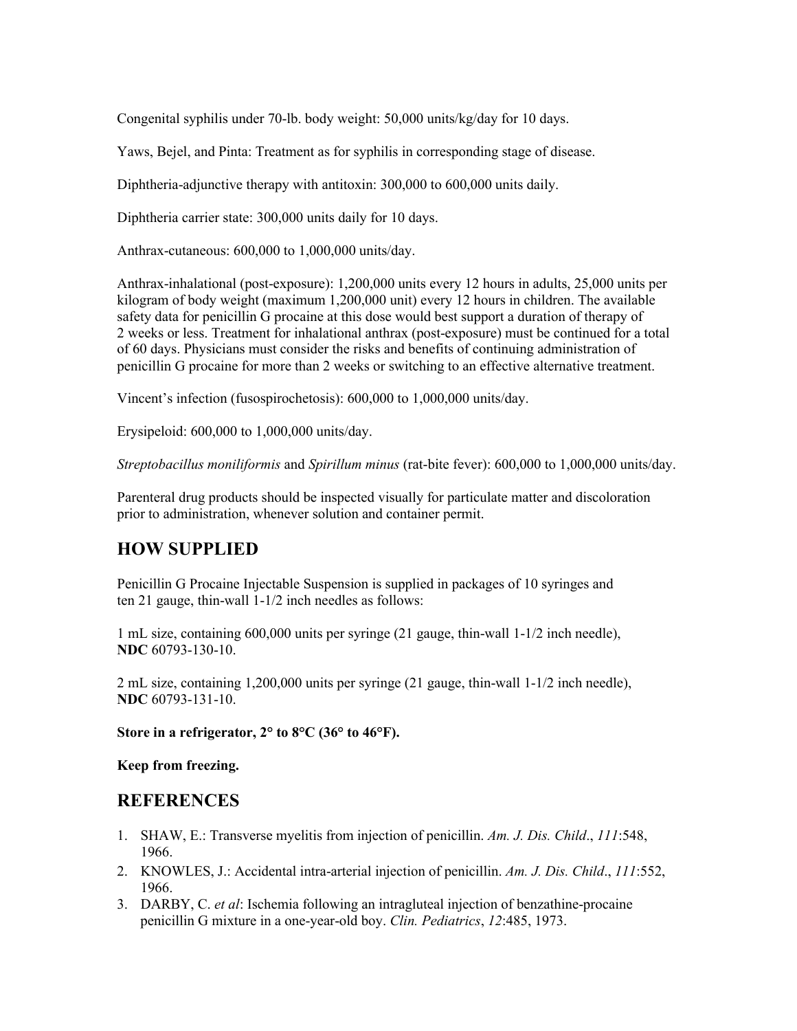Congenital syphilis under 70-lb. body weight: 50,000 units/kg/day for 10 days.

Yaws, Bejel, and Pinta: Treatment as for syphilis in corresponding stage of disease.

Diphtheria-adjunctive therapy with antitoxin: 300,000 to 600,000 units daily.

Diphtheria carrier state: 300,000 units daily for 10 days.

Anthrax-cutaneous: 600,000 to 1,000,000 units/day.

Anthrax-inhalational (post-exposure): 1,200,000 units every 12 hours in adults, 25,000 units per kilogram of body weight (maximum 1,200,000 unit) every 12 hours in children. The available safety data for penicillin G procaine at this dose would best support a duration of therapy of 2 weeks or less. Treatment for inhalational anthrax (post-exposure) must be continued for a total of 60 days. Physicians must consider the risks and benefits of continuing administration of penicillin G procaine for more than 2 weeks or switching to an effective alternative treatment.

Vincent's infection (fusospirochetosis): 600,000 to 1,000,000 units/day.

Erysipeloid: 600,000 to 1,000,000 units/day.

*Streptobacillus moniliformis* and *Spirillum minus* (rat-bite fever): 600,000 to 1,000,000 units/day.

Parenteral drug products should be inspected visually for particulate matter and discoloration prior to administration, whenever solution and container permit.

## HOW SUPPLIED

Penicillin G Procaine Injectable Suspension is supplied in packages of 10 syringes and ten 21 gauge, thin-wall 1-1/2 inch needles as follows:

1 mL size, containing 600,000 units per syringe (21 gauge, thin-wall 1-1/2 inch needle), **NDC** 60793-130-10.

2 mL size, containing 1,200,000 units per syringe (21 gauge, thin-wall 1-1/2 inch needle), **NDC** 60793-131-10.

**Store in a refrigerator, 2° to 8°C (36° to 46°F).**

**Keep from freezing.**

## REFERENCES

1. SHAW, E.: Transverse myelitis from injection of penicillin. *Am. J. Dis. Child*., *111*:548, 1966.
2. KNOWLES, J.: Accidental intra-arterial injection of penicillin. *Am. J. Dis. Child*., *111*:552, 1966.
3. DARBY, C. *et al*: Ischemia following an intragluteal injection of benzathine-procaine penicillin G mixture in a one-year-old boy. *Clin. Pediatrics*, *12*:485, 1973.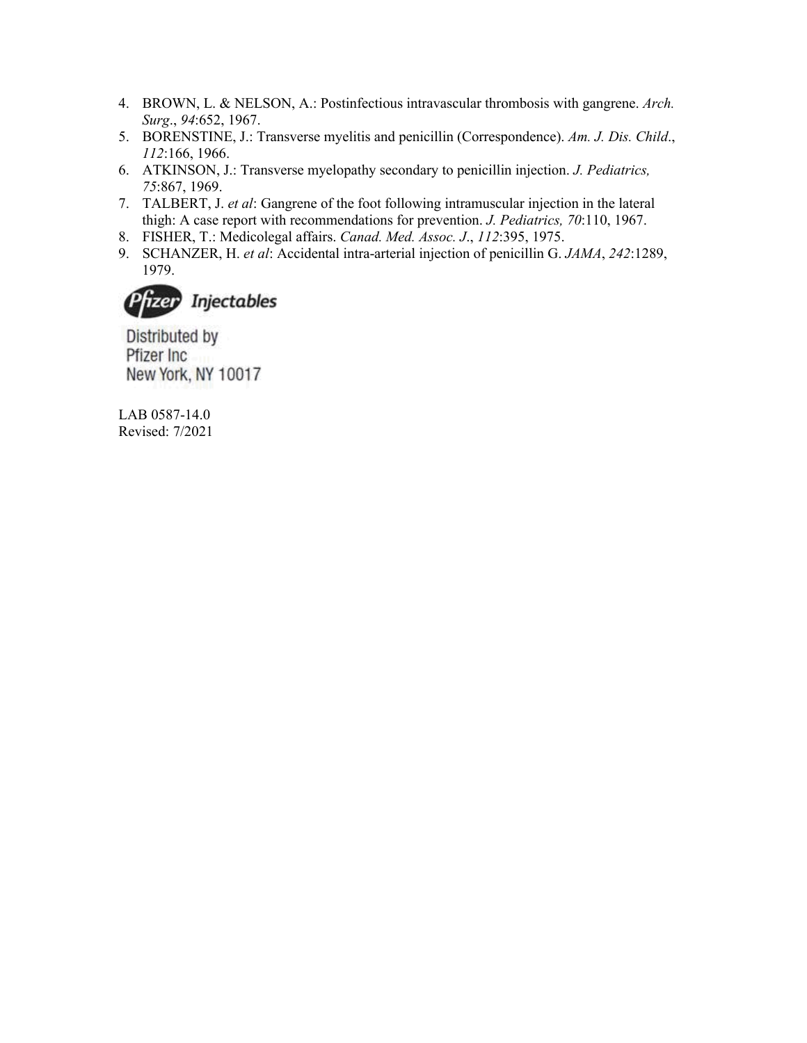4. BROWN, L. & NELSON, A.: Postinfectious intravascular thrombosis with gangrene. *Arch. Surg*., *94*:652, 1967.
5. BORENSTINE, J.: Transverse myelitis and penicillin (Correspondence). *Am. J. Dis. Child*., *112*:166, 1966.
6. ATKINSON, J.: Transverse myelopathy secondary to penicillin injection. *J. Pediatrics, 75*:867, 1969.
7. TALBERT, J. *et al*: Gangrene of the foot following intramuscular injection in the lateral thigh: A case report with recommendations for prevention. *J. Pediatrics, 70*:110, 1967.
8. FISHER, T.: Medicolegal affairs. *Canad. Med. Assoc. J*., *112*:395, 1975.
9. SCHANZER, H. *et al*: Accidental intra-arterial injection of penicillin G. *JAMA*, *242*:1289, 1979.

Pfizer Injectables

Distributed by
Pfizer Inc
New York, NY 10017

LAB 0587-14.0
Revised: 7/2021